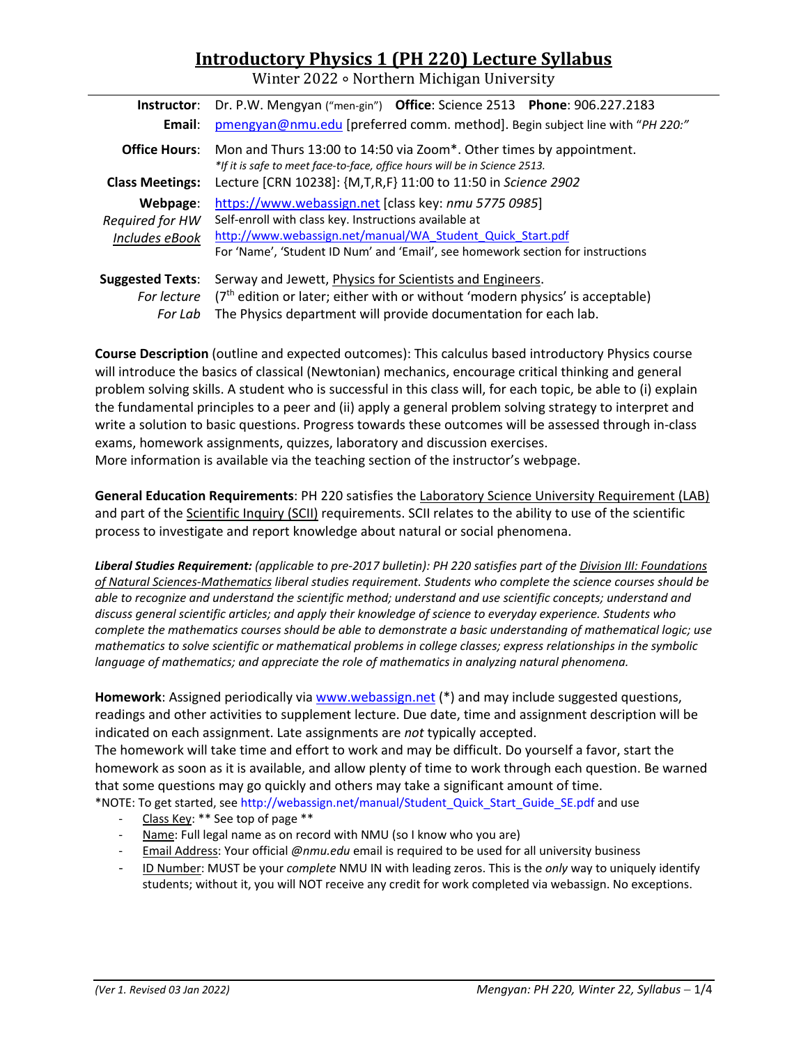# Introductory Physics 1 (PH 220) Lecture Syllabus

Winter 2022 ∘ Northern Michigan University

| | |
|---|---|
| **Instructor**: | Dr. P.W. Mengyan ("men-gin") **Office**: Science 2513 **Phone**: 906.227.2183 |
| **Email**: | pmengyan@nmu.edu [preferred comm. method]. Begin subject line with "*PH 220:*" |
| **Office Hours**: | Mon and Thurs 13:00 to 14:50 via Zoom*. Other times by appointment. *\*If it is safe to meet face-to-face, office hours will be in Science 2513.* |
| **Class Meetings**: | Lecture [CRN 10238]: {M,T,R,F} 11:00 to 11:50 in *Science 2902* |
| **Webpage**: *Required for HW* *Includes eBook* | https://www.webassign.net [class key: *nmu 5775 0985*] Self-enroll with class key. Instructions available at http://www.webassign.net/manual/WA_Student_Quick_Start.pdf For 'Name', 'Student ID Num' and 'Email', see homework section for instructions |
| **Suggested Texts**: *For lecture* *For Lab* | Serway and Jewett, Physics for Scientists and Engineers. (7th edition or later; either with or without 'modern physics' is acceptable) The Physics department will provide documentation for each lab. |

**Course Description** (outline and expected outcomes): This calculus based introductory Physics course will introduce the basics of classical (Newtonian) mechanics, encourage critical thinking and general problem solving skills. A student who is successful in this class will, for each topic, be able to (i) explain the fundamental principles to a peer and (ii) apply a general problem solving strategy to interpret and write a solution to basic questions. Progress towards these outcomes will be assessed through in-class exams, homework assignments, quizzes, laboratory and discussion exercises.
More information is available via the teaching section of the instructor's webpage.

**General Education Requirements**: PH 220 satisfies the Laboratory Science University Requirement (LAB) and part of the Scientific Inquiry (SCII) requirements. SCII relates to the ability to use of the scientific process to investigate and report knowledge about natural or social phenomena.

***Liberal Studies Requirement:*** *(applicable to pre-2017 bulletin): PH 220 satisfies part of the Division III: Foundations of Natural Sciences-Mathematics liberal studies requirement. Students who complete the science courses should be able to recognize and understand the scientific method; understand and use scientific concepts; understand and discuss general scientific articles; and apply their knowledge of science to everyday experience. Students who complete the mathematics courses should be able to demonstrate a basic understanding of mathematical logic; use mathematics to solve scientific or mathematical problems in college classes; express relationships in the symbolic language of mathematics; and appreciate the role of mathematics in analyzing natural phenomena.*

**Homework**: Assigned periodically via www.webassign.net (*) and may include suggested questions, readings and other activities to supplement lecture. Due date, time and assignment description will be indicated on each assignment. Late assignments are *not* typically accepted.
The homework will take time and effort to work and may be difficult. Do yourself a favor, start the homework as soon as it is available, and allow plenty of time to work through each question. Be warned that some questions may go quickly and others may take a significant amount of time.
*NOTE: To get started, see http://webassign.net/manual/Student_Quick_Start_Guide_SE.pdf and use

- Class Key: ** See top of page **
- Name: Full legal name as on record with NMU (so I know who you are)
- Email Address: Your official *@nmu.edu* email is required to be used for all university business
- ID Number: MUST be your *complete* NMU IN with leading zeros. This is the *only* way to uniquely identify students; without it, you will NOT receive any credit for work completed via webassign. No exceptions.

*(Ver 1. Revised 03 Jan 2022)*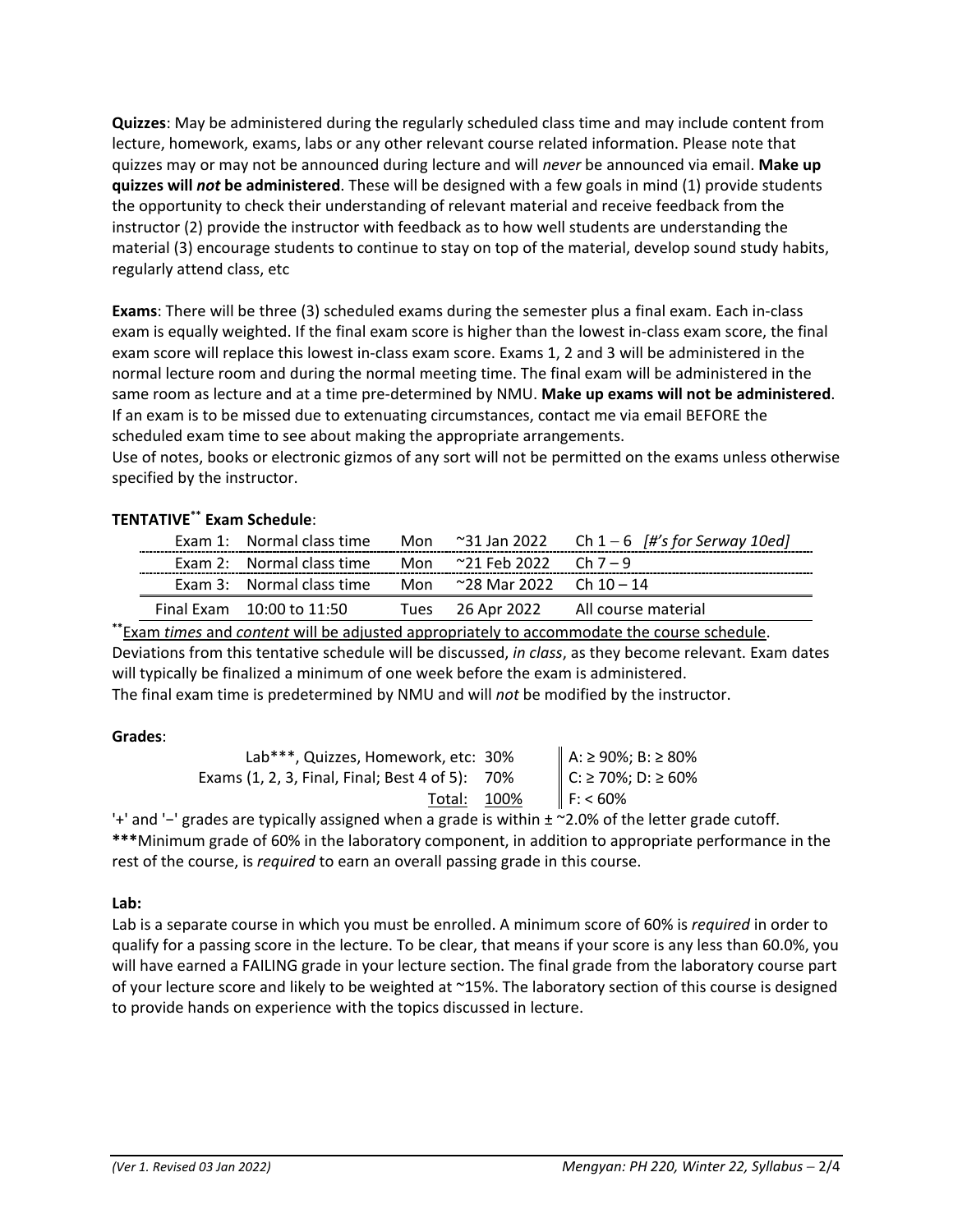**Quizzes**: May be administered during the regularly scheduled class time and may include content from lecture, homework, exams, labs or any other relevant course related information. Please note that quizzes may or may not be announced during lecture and will *never* be announced via email. **Make up quizzes will *not* be administered**. These will be designed with a few goals in mind (1) provide students the opportunity to check their understanding of relevant material and receive feedback from the instructor (2) provide the instructor with feedback as to how well students are understanding the material (3) encourage students to continue to stay on top of the material, develop sound study habits, regularly attend class, etc

**Exams**: There will be three (3) scheduled exams during the semester plus a final exam. Each in-class exam is equally weighted. If the final exam score is higher than the lowest in-class exam score, the final exam score will replace this lowest in-class exam score. Exams 1, 2 and 3 will be administered in the normal lecture room and during the normal meeting time. The final exam will be administered in the same room as lecture and at a time pre-determined by NMU. **Make up exams will not be administered**. If an exam is to be missed due to extenuating circumstances, contact me via email BEFORE the scheduled exam time to see about making the appropriate arrangements.
Use of notes, books or electronic gizmos of any sort will not be permitted on the exams unless otherwise specified by the instructor.

**TENTATIVE**[**] **Exam Schedule**:

| | | | | |
|---|---|---|---|---|
| Exam 1: | Normal class time | Mon | ~31 Jan 2022 | Ch 1 – 6 *[#'s for Serway 10ed]* |
| Exam 2: | Normal class time | Mon | ~21 Feb 2022 | Ch 7 – 9 |
| Exam 3: | Normal class time | Mon | ~28 Mar 2022 | Ch 10 – 14 |
| Final Exam | 10:00 to 11:50 | Tues | 26 Apr 2022 | All course material |

[**]<u>Exam *times* and *content* will be adjusted appropriately to accommodate the course schedule</u>.
Deviations from this tentative schedule will be discussed, *in class*, as they become relevant. Exam dates will typically be finalized a minimum of one week before the exam is administered.
The final exam time is predetermined by NMU and will *not* be modified by the instructor.

**Grades**:

| | | |
|---|---|---|
| Lab***, Quizzes, Homework, etc: | 30% | A: ≥ 90%; B: ≥ 80% |
| Exams (1, 2, 3, Final, Final; Best 4 of 5): | 70% | C: ≥ 70%; D: ≥ 60% |
| Total: | 100% | F: < 60% |

'+' and '−' grades are typically assigned when a grade is within ± ~2.0% of the letter grade cutoff.
*****Minimum grade of 60% in the laboratory component, in addition to appropriate performance in the rest of the course, is *required* to earn an overall passing grade in this course.

**Lab:**
Lab is a separate course in which you must be enrolled. A minimum score of 60% is *required* in order to qualify for a passing score in the lecture. To be clear, that means if your score is any less than 60.0%, you will have earned a FAILING grade in your lecture section. The final grade from the laboratory course part of your lecture score and likely to be weighted at ~15%. The laboratory section of this course is designed to provide hands on experience with the topics discussed in lecture.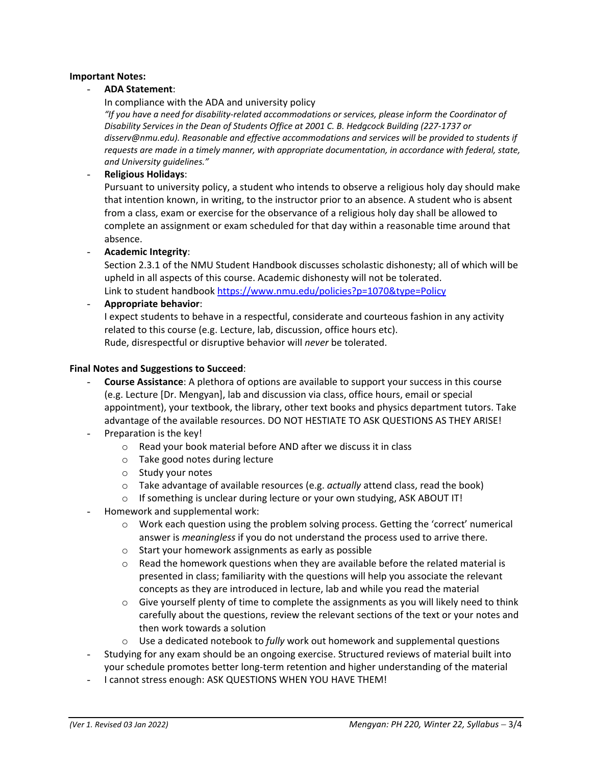**Important Notes:**

- **ADA Statement**:
  In compliance with the ADA and university policy
  *"If you have a need for disability-related accommodations or services, please inform the Coordinator of Disability Services in the Dean of Students Office at 2001 C. B. Hedgcock Building (227-1737 or disserv@nmu.edu). Reasonable and effective accommodations and services will be provided to students if requests are made in a timely manner, with appropriate documentation, in accordance with federal, state, and University guidelines."*
- **Religious Holidays**:
  Pursuant to university policy, a student who intends to observe a religious holy day should make that intention known, in writing, to the instructor prior to an absence. A student who is absent from a class, exam or exercise for the observance of a religious holy day shall be allowed to complete an assignment or exam scheduled for that day within a reasonable time around that absence.
- **Academic Integrity**:
  Section 2.3.1 of the NMU Student Handbook discusses scholastic dishonesty; all of which will be upheld in all aspects of this course. Academic dishonesty will not be tolerated.
  Link to student handbook [https://www.nmu.edu/policies?p=1070&type=Policy](https://www.nmu.edu/policies?p=1070&type=Policy)
- **Appropriate behavior**:
  I expect students to behave in a respectful, considerate and courteous fashion in any activity related to this course (e.g. Lecture, lab, discussion, office hours etc).
  Rude, disrespectful or disruptive behavior will *never* be tolerated.

**Final Notes and Suggestions to Succeed**:

- **Course Assistance**: A plethora of options are available to support your success in this course (e.g. Lecture [Dr. Mengyan], lab and discussion via class, office hours, email or special appointment), your textbook, the library, other text books and physics department tutors. Take advantage of the available resources. DO NOT HESTIATE TO ASK QUESTIONS AS THEY ARISE!
- Preparation is the key!
  - Read your book material before AND after we discuss it in class
  - Take good notes during lecture
  - Study your notes
  - Take advantage of available resources (e.g. *actually* attend class, read the book)
  - If something is unclear during lecture or your own studying, ASK ABOUT IT!
- Homework and supplemental work:
  - Work each question using the problem solving process. Getting the 'correct' numerical answer is *meaningless* if you do not understand the process used to arrive there.
  - Start your homework assignments as early as possible
  - Read the homework questions when they are available before the related material is presented in class; familiarity with the questions will help you associate the relevant concepts as they are introduced in lecture, lab and while you read the material
  - Give yourself plenty of time to complete the assignments as you will likely need to think carefully about the questions, review the relevant sections of the text or your notes and then work towards a solution
  - Use a dedicated notebook to *fully* work out homework and supplemental questions
- Studying for any exam should be an ongoing exercise. Structured reviews of material built into your schedule promotes better long-term retention and higher understanding of the material
- I cannot stress enough: ASK QUESTIONS WHEN YOU HAVE THEM!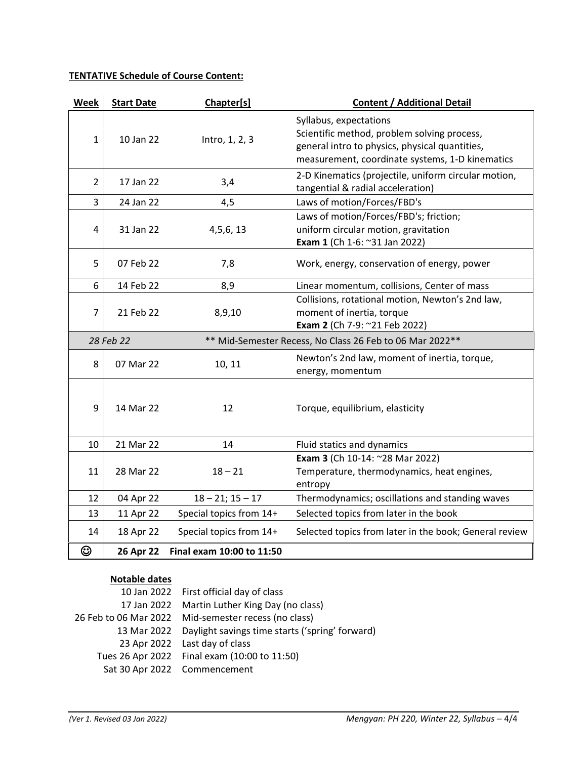**TENTATIVE Schedule of Course Content:**

| Week | Start Date | Chapter[s] | Content / Additional Detail |
|---|---|---|---|
| 1 | 10 Jan 22 | Intro, 1, 2, 3 | Syllabus, expectations<br>Scientific method, problem solving process, general intro to physics, physical quantities, measurement, coordinate systems, 1-D kinematics |
| 2 | 17 Jan 22 | 3,4 | 2-D Kinematics (projectile, uniform circular motion, tangential & radial acceleration) |
| 3 | 24 Jan 22 | 4,5 | Laws of motion/Forces/FBD's |
| 4 | 31 Jan 22 | 4,5,6, 13 | Laws of motion/Forces/FBD's; friction; uniform circular motion, gravitation<br>**Exam 1** (Ch 1-6: ~31 Jan 2022) |
| 5 | 07 Feb 22 | 7,8 | Work, energy, conservation of energy, power |
| 6 | 14 Feb 22 | 8,9 | Linear momentum, collisions, Center of mass |
| 7 | 21 Feb 22 | 8,9,10 | Collisions, rotational motion, Newton's 2nd law, moment of inertia, torque<br>**Exam 2** (Ch 7-9: ~21 Feb 2022) |
| *28 Feb 22* | | ** Mid-Semester Recess, No Class 26 Feb to 06 Mar 2022** | |
| 8 | 07 Mar 22 | 10, 11 | Newton's 2nd law, moment of inertia, torque, energy, momentum |
| 9 | 14 Mar 22 | 12 | Torque, equilibrium, elasticity |
| 10 | 21 Mar 22 | 14 | Fluid statics and dynamics |
| 11 | 28 Mar 22 | 18 – 21 | **Exam 3** (Ch 10-14: ~28 Mar 2022)<br>Temperature, thermodynamics, heat engines, entropy |
| 12 | 04 Apr 22 | 18 – 21; 15 – 17 | Thermodynamics; oscillations and standing waves |
| 13 | 11 Apr 22 | Special topics from 14+ | Selected topics from later in the book |
| 14 | 18 Apr 22 | Special topics from 14+ | Selected topics from later in the book; General review |
| ☺ | **26 Apr 22** | **Final exam 10:00 to 11:50** | |

**Notable dates**

| | |
|---|---|
| 10 Jan 2022 | First official day of class |
| 17 Jan 2022 | Martin Luther King Day (no class) |
| 26 Feb to 06 Mar 2022 | Mid-semester recess (no class) |
| 13 Mar 2022 | Daylight savings time starts ('spring' forward) |
| 23 Apr 2022 | Last day of class |
| Tues 26 Apr 2022 | Final exam (10:00 to 11:50) |
| Sat 30 Apr 2022 | Commencement |

*(Ver 1. Revised 03 Jan 2022)*